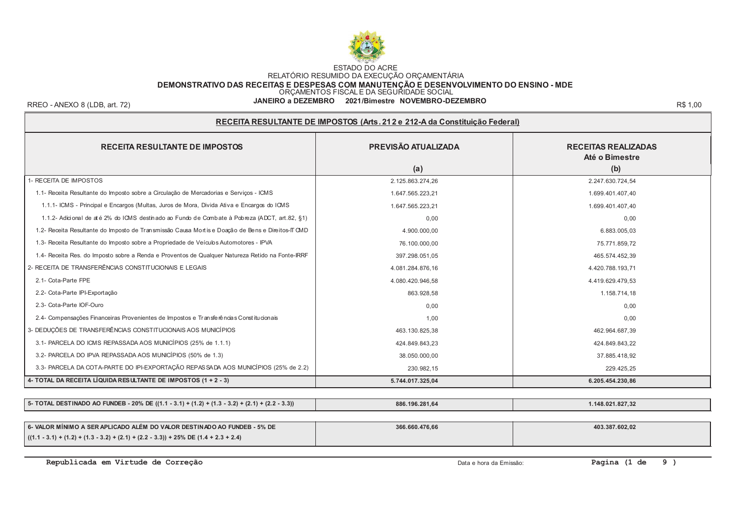ESTADO DO ACRE

RELATÓRIO RESUMIDO DA EXECUÇÃO ORÇAMENTÁRIA

**DEMONSTRATIVO DAS RECEITAS E DESPESAS COM MANUTENÇÃO E DESENVOLVIMENTO DO ENSINO - MDE**

ORÇAMENTOS FISCAL E DA SEGURIDADE SOCIAL

**JANEIRO a DEZEMBRO 2021/Bimestre NOVEMBRO-DEZEMBRO**

RREO - ANEXO 8 (LDB, art. 72) R$ 1,00

**RECEITA RESULTANTE DE IMPOSTOS (Arts. 212 e 212-A da Constituição Federal)**

| RECEITA RESULTANTE DE IMPOSTOS | PREVISÃO ATUALIZADA (a) | RECEITAS REALIZADAS Até o Bimestre (b) |
|---|---|---|
| 1- RECEITA DE IMPOSTOS | 2.125.863.274,26 | 2.247.630.724,54 |
| 1.1- Receita Resultante do Imposto sobre a Circulação de Mercadorias e Serviços - ICMS | 1.647.565.223,21 | 1.699.401.407,40 |
| 1.1.1- ICMS - Principal e Encargos (Multas, Juros de Mora, Divida Ativa e Encargos do ICMS | 1.647.565.223,21 | 1.699.401.407,40 |
| 1.1.2- Adicional de até 2% do ICMS destinado ao Fundo de Combate à Pobreza (ADCT, art.82, §1) | 0,00 | 0,00 |
| 1.2- Receita Resultante do Imposto de Transmissão Causa Mortis e Doação de Bens e Direitos-ITCMD | 4.900.000,00 | 6.883.005,03 |
| 1.3- Receita Resultante do Imposto sobre a Propriedade de Veículos Automotores - IPVA | 76.100.000,00 | 75.771.859,72 |
| 1.4- Receita Res. do Imposto sobre a Renda e Proventos de Qualquer Natureza Retido na Fonte-IRRF | 397.298.051,05 | 465.574.452,39 |
| 2- RECEITA DE TRANSFERÊNCIAS CONSTITUCIONAIS E LEGAIS | 4.081.284.876,16 | 4.420.788.193,71 |
| 2.1- Cota-Parte FPE | 4.080.420.946,58 | 4.419.629.479,53 |
| 2.2- Cota-Parte IPI-Exportação | 863.928,58 | 1.158.714,18 |
| 2.3- Cota-Parte IOF-Ouro | 0,00 | 0,00 |
| 2.4- Compensações Financeiras Provenientes de Impostos e Transferências Constitucionais | 1,00 | 0,00 |
| 3- DEDUÇÕES DE TRANSFERÊNCIAS CONSTITUCIONAIS AOS MUNICÍPIOS | 463.130.825,38 | 462.964.687,39 |
| 3.1- PARCELA DO ICMS REPASSADA AOS MUNICÍPIOS (25% de 1.1.1) | 424.849.843,23 | 424.849.843,22 |
| 3.2- PARCELA DO IPVA REPASSADA AOS MUNICÍPIOS (50% de 1.3) | 38.050.000,00 | 37.885.418,92 |
| 3.3- PARCELA DA COTA-PARTE DO IPI-EXPORTAÇÃO REPASSADA AOS MUNICÍPIOS (25% de 2.2) | 230.982,15 | 229.425,25 |
| **4- TOTAL DA RECEITA LÍQUIDA RESULTANTE DE IMPOSTOS (1 + 2 - 3)** | **5.744.017.325,04** | **6.205.454.230,86** |

| | | |
|---|---|---|
| **5- TOTAL DESTINADO AO FUNDEB - 20% DE ((1.1 - 3.1) + (1.2) + (1.3 - 3.2) + (2.1) + (2.2 - 3.3))** | **886.196.281,64** | **1.148.021.827,32** |

| | | |
|---|---|---|
| **6- VALOR MÍNIMO A SER APLICADO ALÉM DO VALOR DESTINADO AO FUNDEB - 5% DE ((1.1 - 3.1) + (1.2) + (1.3 - 3.2) + (2.1) + (2.2 - 3.3)) + 25% DE (1.4 + 2.3 + 2.4)** | **366.660.476,66** | **403.387.602,02** |

**Republicada em Virtude de Correção**

Data e hora da Emissão: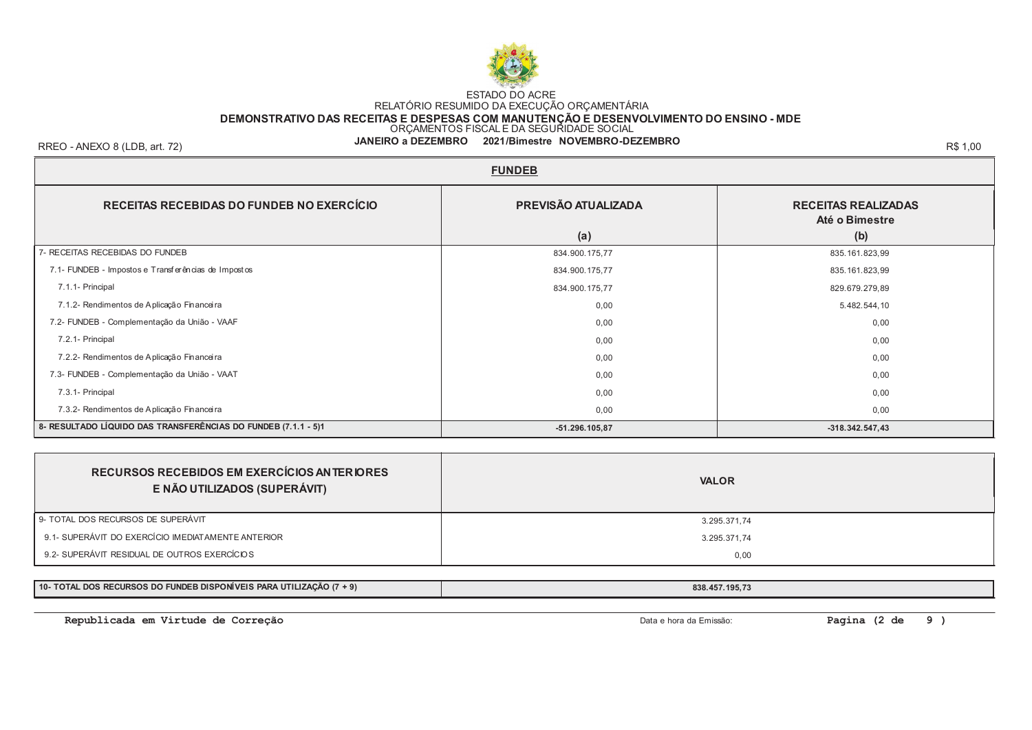ESTADO DO ACRE

RELATÓRIO RESUMIDO DA EXECUÇÃO ORÇAMENTÁRIA

**DEMONSTRATIVO DAS RECEITAS E DESPESAS COM MANUTENÇÃO E DESENVOLVIMENTO DO ENSINO - MDE**

ORÇAMENTOS FISCAL E DA SEGURIDADE SOCIAL

**JANEIRO a DEZEMBRO 2021/Bimestre NOVEMBRO-DEZEMBRO**

RREO - ANEXO 8 (LDB, art. 72) R$ 1,00

## FUNDEB

| RECEITAS RECEBIDAS DO FUNDEB NO EXERCÍCIO | PREVISÃO ATUALIZADA (a) | RECEITAS REALIZADAS Até o Bimestre (b) |
|---|---|---|
| 7- RECEITAS RECEBIDAS DO FUNDEB | 834.900.175,77 | 835.161.823,99 |
| 7.1- FUNDEB - Impostos e Transferências de Impostos | 834.900.175,77 | 835.161.823,99 |
| 7.1.1- Principal | 834.900.175,77 | 829.679.279,89 |
| 7.1.2- Rendimentos de Aplicação Financeira | 0,00 | 5.482.544,10 |
| 7.2- FUNDEB - Complementação da União - VAAF | 0,00 | 0,00 |
| 7.2.1- Principal | 0,00 | 0,00 |
| 7.2.2- Rendimentos de Aplicação Financeira | 0,00 | 0,00 |
| 7.3- FUNDEB - Complementação da União - VAAT | 0,00 | 0,00 |
| 7.3.1- Principal | 0,00 | 0,00 |
| 7.3.2- Rendimentos de Aplicação Financeira | 0,00 | 0,00 |
| **8- RESULTADO LÍQUIDO DAS TRANSFERÊNCIAS DO FUNDEB (7.1.1 - 5)1** | **-51.296.105,87** | **-318.342.547,43** |

| RECURSOS RECEBIDOS EM EXERCÍCIOS ANTERIORES E NÃO UTILIZADOS (SUPERÁVIT) | VALOR |
|---|---|
| 9- TOTAL DOS RECURSOS DE SUPERÁVIT | 3.295.371,74 |
| 9.1- SUPERÁVIT DO EXERCÍCIO IMEDIATAMENTE ANTERIOR | 3.295.371,74 |
| 9.2- SUPERÁVIT RESIDUAL DE OUTROS EXERCÍCIOS | 0,00 |

| **10- TOTAL DOS RECURSOS DO FUNDEB DISPONÍVEIS PARA UTILIZAÇÃO (7 + 9)** | **838.457.195,73** |
|---|---|

**Republicada em Virtude de Correção**

Data e hora da Emissão: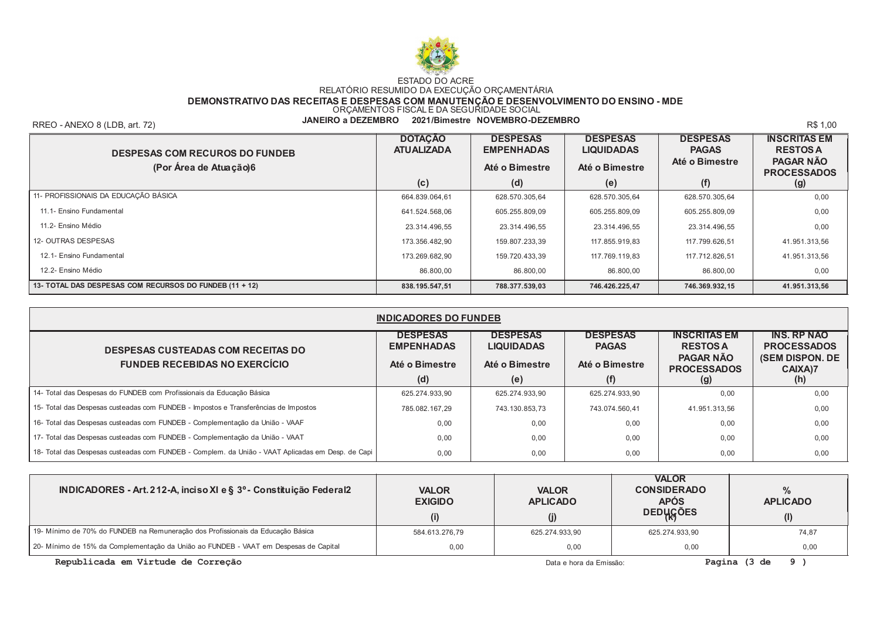ESTADO DO ACRE

RELATÓRIO RESUMIDO DA EXECUÇÃO ORÇAMENTÁRIA

**DEMONSTRATIVO DAS RECEITAS E DESPESAS COM MANUTENÇÃO E DESENVOLVIMENTO DO ENSINO - MDE**

ORÇAMENTOS FISCAL E DA SEGURIDADE SOCIAL

**JANEIRO a DEZEMBRO 2021/Bimestre NOVEMBRO-DEZEMBRO**

RREO - ANEXO 8 (LDB, art. 72) R$ 1,00

| DESPESAS COM RECUROS DO FUNDEB (Por Área de Atuação)6 | DOTAÇÃO ATUALIZADA (c) | DESPESAS EMPENHADAS Até o Bimestre (d) | DESPESAS LIQUIDADAS Até o Bimestre (e) | DESPESAS PAGAS Até o Bimestre (f) | INSCRITAS EM RESTOS A PAGAR NÃO PROCESSADOS (g) |
|---|---|---|---|---|---|
| 11- PROFISSIONAIS DA EDUCAÇÃO BÁSICA | 664.839.064,61 | 628.570.305,64 | 628.570.305,64 | 628.570.305,64 | 0,00 |
| 11.1- Ensino Fundamental | 641.524.568,06 | 605.255.809,09 | 605.255.809,09 | 605.255.809,09 | 0,00 |
| 11.2- Ensino Médio | 23.314.496,55 | 23.314.496,55 | 23.314.496,55 | 23.314.496,55 | 0,00 |
| 12- OUTRAS DESPESAS | 173.356.482,90 | 159.807.233,39 | 117.855.919,83 | 117.799.626,51 | 41.951.313,56 |
| 12.1- Ensino Fundamental | 173.269.682,90 | 159.720.433,39 | 117.769.119,83 | 117.712.826,51 | 41.951.313,56 |
| 12.2- Ensino Médio | 86.800,00 | 86.800,00 | 86.800,00 | 86.800,00 | 0,00 |
| **13- TOTAL DAS DESPESAS COM RECURSOS DO FUNDEB (11 + 12)** | **838.195.547,51** | **788.377.539,03** | **746.426.225,47** | **746.369.932,15** | **41.951.313,56** |

**INDICADORES DO FUNDEB**

| DESPESAS CUSTEADAS COM RECEITAS DO FUNDEB RECEBIDAS NO EXERCÍCIO | DESPESAS EMPENHADAS Até o Bimestre (d) | DESPESAS LIQUIDADAS Até o Bimestre (e) | DESPESAS PAGAS Até o Bimestre (f) | INSCRITAS EM RESTOS A PAGAR NÃO PROCESSADOS (g) | INS. RP NÃO PROCESSADOS (SEM DISPON. DE CAIXA)7 (h) |
|---|---|---|---|---|---|
| 14- Total das Despesas do FUNDEB com Profissionais da Educação Básica | 625.274.933,90 | 625.274.933,90 | 625.274.933,90 | 0,00 | 0,00 |
| 15- Total das Despesas custeadas com FUNDEB - Impostos e Transferências de Impostos | 785.082.167,29 | 743.130.853,73 | 743.074.560,41 | 41.951.313,56 | 0,00 |
| 16- Total das Despesas custeadas com FUNDEB - Complementação da União - VAAF | 0,00 | 0,00 | 0,00 | 0,00 | 0,00 |
| 17- Total das Despesas custeadas com FUNDEB - Complementação da União - VAAT | 0,00 | 0,00 | 0,00 | 0,00 | 0,00 |
| 18- Total das Despesas custeadas com FUNDEB - Complem. da União - VAAT Aplicadas em Desp. de Capi | 0,00 | 0,00 | 0,00 | 0,00 | 0,00 |

| INDICADORES - Art.212-A, inciso XI e § 3º - Constituição Federal2 | VALOR EXIGIDO (i) | VALOR APLICADO (j) | VALOR CONSIDERADO APÓS DEDUÇÕES (k) | % APLICADO (l) |
|---|---|---|---|---|
| 19- Mínimo de 70% do FUNDEB na Remuneração dos Profissionais da Educação Básica | 584.613.276,79 | 625.274.933,90 | 625.274.933,90 | 74,87 |
| 20- Mínimo de 15% da Complementação da União ao FUNDEB - VAAT em Despesas de Capital | 0,00 | 0,00 | 0,00 | 0,00 |

Republicada em Virtude de Correção

Data e hora da Emissão: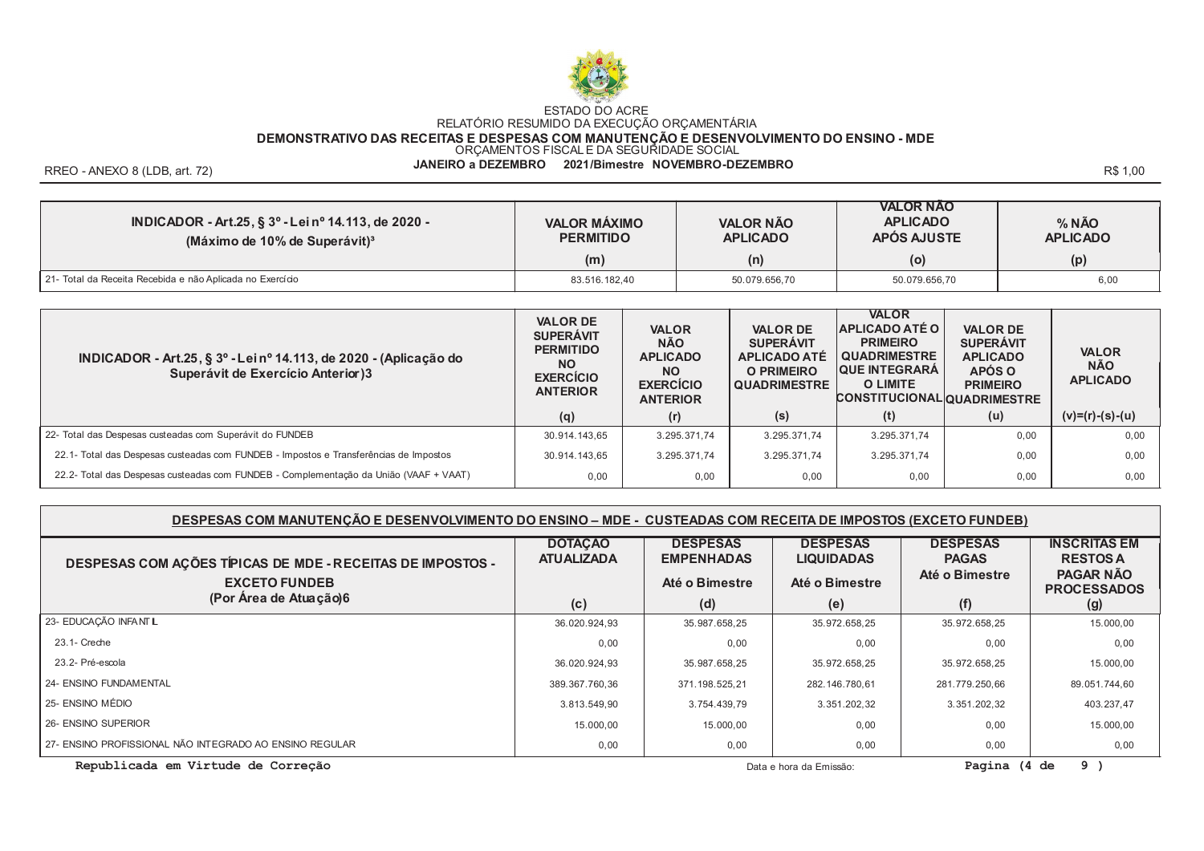ESTADO DO ACRE
RELATÓRIO RESUMIDO DA EXECUÇÃO ORÇAMENTÁRIA
**DEMONSTRATIVO DAS RECEITAS E DESPESAS COM MANUTENÇÃO E DESENVOLVIMENTO DO ENSINO - MDE**
ORÇAMENTOS FISCAL E DA SEGURIDADE SOCIAL
**JANEIRO a DEZEMBRO 2021/Bimestre NOVEMBRO-DEZEMBRO**

RREO - ANEXO 8 (LDB, art. 72) R$ 1,00

| INDICADOR - Art.25, § 3º - Lei nº 14.113, de 2020 - (Máximo de 10% de Superávit)³ | VALOR MÁXIMO PERMITIDO (m) | VALOR NÃO APLICADO (n) | VALOR NÃO APLICADO APÓS AJUSTE (o) | % NÃO APLICADO (p) |
|---|---|---|---|---|
| 21- Total da Receita Recebida e não Aplicada no Exercício | 83.516.182,40 | 50.079.656,70 | 50.079.656,70 | 6,00 |

| INDICADOR - Art.25, § 3º - Lei nº 14.113, de 2020 - (Aplicação do Superávit de Exercício Anterior)3 | VALOR DE SUPERÁVIT PERMITIDO NO EXERCÍCIO ANTERIOR (q) | VALOR NÃO APLICADO NO EXERCÍCIO ANTERIOR (r) | VALOR DE SUPERÁVIT APLICADO ATÉ O PRIMEIRO QUADRIMESTRE (s) | VALOR APLICADO ATÉ O PRIMEIRO QUADRIMESTRE QUE INTEGRARÁ O LIMITE CONSTITUCIONAL (t) | VALOR DE SUPERÁVIT APLICADO APÓS O PRIMEIRO QUADRIMESTRE (u) | VALOR NÃO APLICADO (v)=(r)-(s)-(u) |
|---|---|---|---|---|---|---|
| 22- Total das Despesas custeadas com Superávit do FUNDEB | 30.914.143,65 | 3.295.371,74 | 3.295.371,74 | 3.295.371,74 | 0,00 | 0,00 |
| 22.1- Total das Despesas custeadas com FUNDEB - Impostos e Transferências de Impostos | 30.914.143,65 | 3.295.371,74 | 3.295.371,74 | 3.295.371,74 | 0,00 | 0,00 |
| 22.2- Total das Despesas custeadas com FUNDEB - Complementação da União (VAAF + VAAT) | 0,00 | 0,00 | 0,00 | 0,00 | 0,00 | 0,00 |

**DESPESAS COM MANUTENÇÃO E DESENVOLVIMENTO DO ENSINO – MDE - CUSTEADAS COM RECEITA DE IMPOSTOS (EXCETO FUNDEB)**

| DESPESAS COM AÇÕES TÍPICAS DE MDE - RECEITAS DE IMPOSTOS - EXCETO FUNDEB (Por Área de Atuação)6 | DOTAÇÃO ATUALIZADA (c) | DESPESAS EMPENHADAS Até o Bimestre (d) | DESPESAS LIQUIDADAS Até o Bimestre (e) | DESPESAS PAGAS Até o Bimestre (f) | INSCRITAS EM RESTOS A PAGAR NÃO PROCESSADOS (g) |
|---|---|---|---|---|---|
| 23- EDUCAÇÃO INFANTIL | 36.020.924,93 | 35.987.658,25 | 35.972.658,25 | 35.972.658,25 | 15.000,00 |
| 23.1- Creche | 0,00 | 0,00 | 0,00 | 0,00 | 0,00 |
| 23.2- Pré-escola | 36.020.924,93 | 35.987.658,25 | 35.972.658,25 | 35.972.658,25 | 15.000,00 |
| 24- ENSINO FUNDAMENTAL | 389.367.760,36 | 371.198.525,21 | 282.146.780,61 | 281.779.250,66 | 89.051.744,60 |
| 25- ENSINO MÉDIO | 3.813.549,90 | 3.754.439,79 | 3.351.202,32 | 3.351.202,32 | 403.237,47 |
| 26- ENSINO SUPERIOR | 15.000,00 | 15.000,00 | 0,00 | 0,00 | 15.000,00 |
| 27- ENSINO PROFISSIONAL NÃO INTEGRADO AO ENSINO REGULAR | 0,00 | 0,00 | 0,00 | 0,00 | 0,00 |

**Republicada em Virtude de Correção**

Data e hora da Emissão: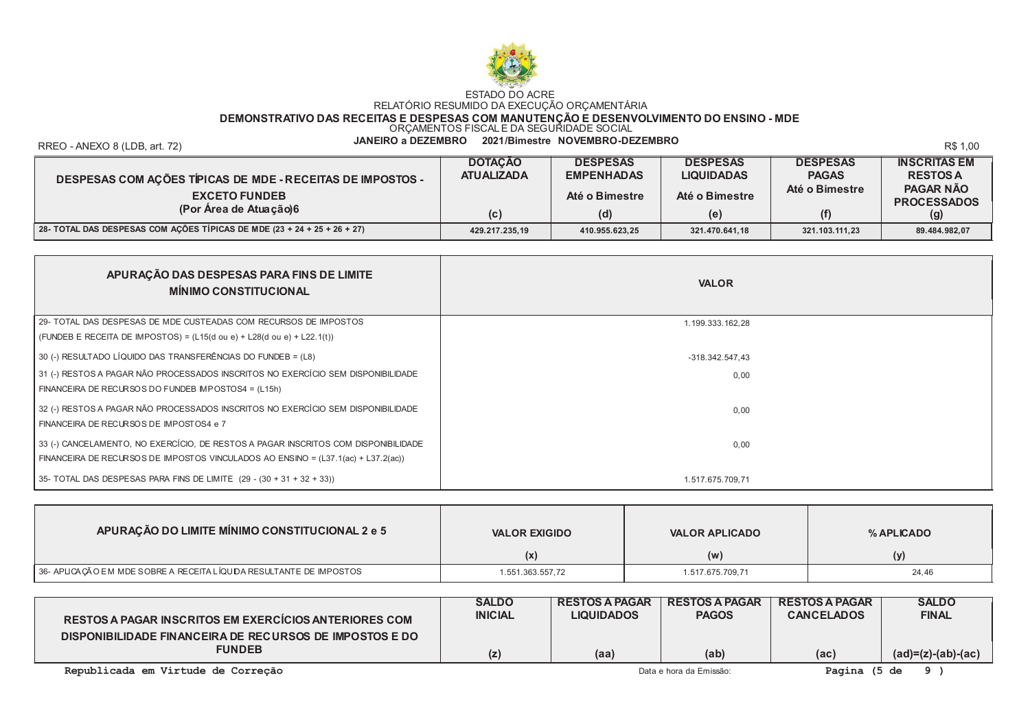ESTADO DO ACRE

RELATÓRIO RESUMIDO DA EXECUÇÃO ORÇAMENTÁRIA

**DEMONSTRATIVO DAS RECEITAS E DESPESAS COM MANUTENÇÃO E DESENVOLVIMENTO DO ENSINO - MDE**

ORÇAMENTOS FISCAL E DA SEGURIDADE SOCIAL

**JANEIRO a DEZEMBRO 2021/Bimestre NOVEMBRO-DEZEMBRO**

RREO - ANEXO 8 (LDB, art. 72) R$ 1,00

| DESPESAS COM AÇÕES TÍPICAS DE MDE - RECEITAS DE IMPOSTOS - EXCETO FUNDEB (Por Área de Atuação)6 | DOTAÇÃO ATUALIZADA (c) | DESPESAS EMPENHADAS Até o Bimestre (d) | DESPESAS LIQUIDADAS Até o Bimestre (e) | DESPESAS PAGAS Até o Bimestre (f) | INSCRITAS EM RESTOS A PAGAR NÃO PROCESSADOS (g) |
|---|---|---|---|---|---|
| 28- TOTAL DAS DESPESAS COM AÇÕES TÍPICAS DE MDE (23 + 24 + 25 + 26 + 27) | 429.217.235,19 | 410.955.623,25 | 321.470.641,18 | 321.103.111,23 | 89.484.982,07 |

| APURAÇÃO DAS DESPESAS PARA FINS DE LIMITE MÍNIMO CONSTITUCIONAL | VALOR |
|---|---|
| 29- TOTAL DAS DESPESAS DE MDE CUSTEADAS COM RECURSOS DE IMPOSTOS (FUNDEB E RECEITA DE IMPOSTOS) = (L15(d ou e) + L28(d ou e) + L22.1(t)) | 1.199.333.162,28 |
| 30 (-) RESULTADO LÍQUIDO DAS TRANSFERÊNCIAS DO FUNDEB = (L8) | -318.342.547,43 |
| 31 (-) RESTOS A PAGAR NÃO PROCESSADOS INSCRITOS NO EXERCÍCIO SEM DISPONIBILIDADE FINANCEIRA DE RECURSOS DO FUNDEB IMPOSTOS4 = (L15h) | 0,00 |
| 32 (-) RESTOS A PAGAR NÃO PROCESSADOS INSCRITOS NO EXERCÍCIO SEM DISPONIBILIDADE FINANCEIRA DE RECURSOS DE IMPOSTOS4 e 7 | 0,00 |
| 33 (-) CANCELAMENTO, NO EXERCÍCIO, DE RESTOS A PAGAR INSCRITOS COM DISPONIBILIDADE FINANCEIRA DE RECURSOS DE IMPOSTOS VINCULADOS AO ENSINO = (L37.1(ac) + L37.2(ac)) | 0,00 |
| 35- TOTAL DAS DESPESAS PARA FINS DE LIMITE (29 - (30 + 31 + 32 + 33)) | 1.517.675.709,71 |

| APURAÇÃO DO LIMITE MÍNIMO CONSTITUCIONAL 2 e 5 | VALOR EXIGIDO (x) | VALOR APLICADO (w) | % APLICADO (y) |
|---|---|---|---|
| 36- APLICAÇÃO EM MDE SOBRE A RECEITA LÍQUIDA RESULTANTE DE IMPOSTOS | 1.551.363.557,72 | 1.517.675.709,71 | 24,46 |

| RESTOS A PAGAR INSCRITOS EM EXERCÍCIOS ANTERIORES COM DISPONIBILIDADE FINANCEIRA DE RECURSOS DE IMPOSTOS E DO FUNDEB | SALDO INICIAL (z) | RESTOS A PAGAR LIQUIDADOS (aa) | RESTOS A PAGAR PAGOS (ab) | RESTOS A PAGAR CANCELADOS (ac) | SALDO FINAL (ad)=(z)-(ab)-(ac) |
|---|---|---|---|---|---|

Republicada em Virtude de Correção

Data e hora da Emissão: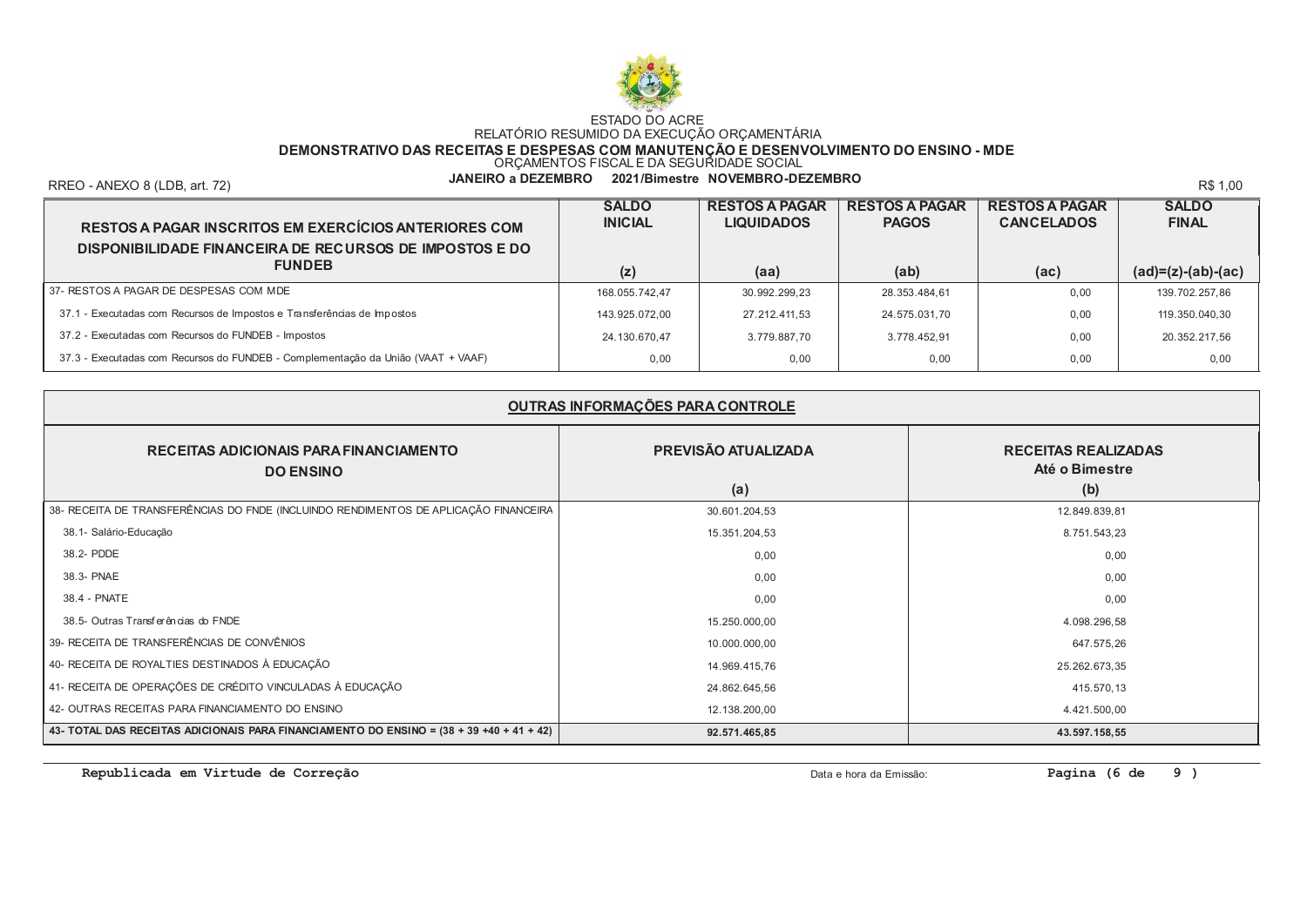ESTADO DO ACRE

RELATÓRIO RESUMIDO DA EXECUÇÃO ORÇAMENTÁRIA

**DEMONSTRATIVO DAS RECEITAS E DESPESAS COM MANUTENÇÃO E DESENVOLVIMENTO DO ENSINO - MDE**

ORÇAMENTOS FISCAL E DA SEGURIDADE SOCIAL

**JANEIRO a DEZEMBRO 2021/Bimestre NOVEMBRO-DEZEMBRO**

RREO - ANEXO 8 (LDB, art. 72) R$ 1,00

| RESTOS A PAGAR INSCRITOS EM EXERCÍCIOS ANTERIORES COM DISPONIBILIDADE FINANCEIRA DE RECURSOS DE IMPOSTOS E DO FUNDEB | SALDO INICIAL (z) | RESTOS A PAGAR LIQUIDADOS (aa) | RESTOS A PAGAR PAGOS (ab) | RESTOS A PAGAR CANCELADOS (ac) | SALDO FINAL (ad)=(z)-(ab)-(ac) |
|---|---|---|---|---|---|
| 37- RESTOS A PAGAR DE DESPESAS COM MDE | 168.055.742,47 | 30.992.299,23 | 28.353.484,61 | 0,00 | 139.702.257,86 |
| 37.1 - Executadas com Recursos de Impostos e Transferências de Impostos | 143.925.072,00 | 27.212.411,53 | 24.575.031,70 | 0,00 | 119.350.040,30 |
| 37.2 - Executadas com Recursos do FUNDEB - Impostos | 24.130.670,47 | 3.779.887,70 | 3.778.452,91 | 0,00 | 20.352.217,56 |
| 37.3 - Executadas com Recursos do FUNDEB - Complementação da União (VAAT + VAAF) | 0,00 | 0,00 | 0,00 | 0,00 | 0,00 |

**OUTRAS INFORMAÇÕES PARA CONTROLE**

| RECEITAS ADICIONAIS PARA FINANCIAMENTO DO ENSINO | PREVISÃO ATUALIZADA (a) | RECEITAS REALIZADAS Até o Bimestre (b) |
|---|---|---|
| 38- RECEITA DE TRANSFERÊNCIAS DO FNDE (INCLUINDO RENDIMENTOS DE APLICAÇÃO FINANCEIRA | 30.601.204,53 | 12.849.839,81 |
| 38.1- Salário-Educação | 15.351.204,53 | 8.751.543,23 |
| 38.2- PDDE | 0,00 | 0,00 |
| 38.3- PNAE | 0,00 | 0,00 |
| 38.4 - PNATE | 0,00 | 0,00 |
| 38.5- Outras Transferências do FNDE | 15.250.000,00 | 4.098.296,58 |
| 39- RECEITA DE TRANSFERÊNCIAS DE CONVÊNIOS | 10.000.000,00 | 647.575,26 |
| 40- RECEITA DE ROYALTIES DESTINADOS À EDUCAÇÃO | 14.969.415,76 | 25.262.673,35 |
| 41- RECEITA DE OPERAÇÕES DE CRÉDITO VINCULADAS À EDUCAÇÃO | 24.862.645,56 | 415.570,13 |
| 42- OUTRAS RECEITAS PARA FINANCIAMENTO DO ENSINO | 12.138.200,00 | 4.421.500,00 |
| **43- TOTAL DAS RECEITAS ADICIONAIS PARA FINANCIAMENTO DO ENSINO = (38 + 39 +40 + 41 + 42)** | **92.571.465,85** | **43.597.158,55** |

**Republicada em Virtude de Correção**

Data e hora da Emissão: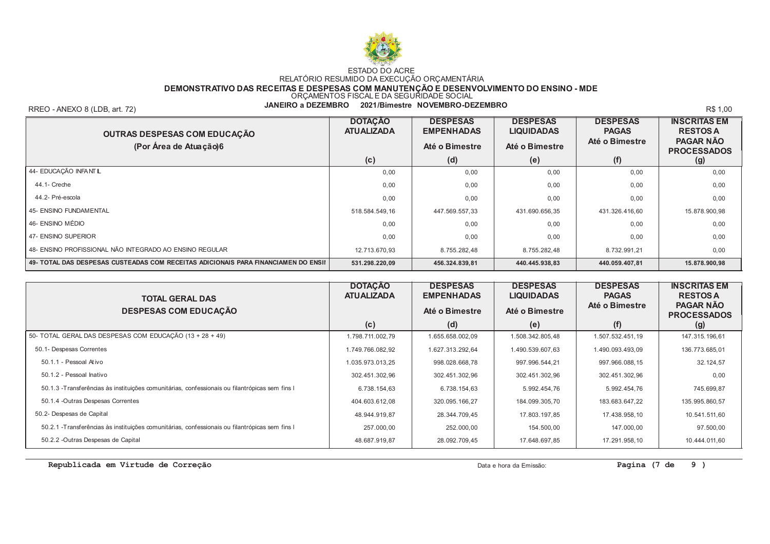ESTADO DO ACRE

RELATÓRIO RESUMIDO DA EXECUÇÃO ORÇAMENTÁRIA

**DEMONSTRATIVO DAS RECEITAS E DESPESAS COM MANUTENÇÃO E DESENVOLVIMENTO DO ENSINO - MDE**

ORÇAMENTOS FISCAL E DA SEGURIDADE SOCIAL

**JANEIRO a DEZEMBRO 2021/Bimestre NOVEMBRO-DEZEMBRO**

RREO - ANEXO 8 (LDB, art. 72) R$ 1,00

| OUTRAS DESPESAS COM EDUCAÇÃO (Por Área de Atuação)6 | DOTAÇÃO ATUALIZADA (c) | DESPESAS EMPENHADAS Até o Bimestre (d) | DESPESAS LIQUIDADAS Até o Bimestre (e) | DESPESAS PAGAS Até o Bimestre (f) | INSCRITAS EM RESTOS A PAGAR NÃO PROCESSADOS (g) |
|---|---|---|---|---|---|
| 44- EDUCAÇÃO INFANTIL | 0,00 | 0,00 | 0,00 | 0,00 | 0,00 |
| 44.1- Creche | 0,00 | 0,00 | 0,00 | 0,00 | 0,00 |
| 44.2- Pré-escola | 0,00 | 0,00 | 0,00 | 0,00 | 0,00 |
| 45- ENSINO FUNDAMENTAL | 518.584.549,16 | 447.569.557,33 | 431.690.656,35 | 431.326.416,60 | 15.878.900,98 |
| 46- ENSINO MÉDIO | 0,00 | 0,00 | 0,00 | 0,00 | 0,00 |
| 47- ENSINO SUPERIOR | 0,00 | 0,00 | 0,00 | 0,00 | 0,00 |
| 48- ENSINO PROFISSIONAL NÃO INTEGRADO AO ENSINO REGULAR | 12.713.670,93 | 8.755.282,48 | 8.755.282,48 | 8.732.991,21 | 0,00 |
| **49- TOTAL DAS DESPESAS CUSTEADAS COM RECEITAS ADICIONAIS PARA FINANCIAMEN DO ENSII** | **531.298.220,09** | **456.324.839,81** | **440.445.938,83** | **440.059.407,81** | **15.878.900,98** |

| TOTAL GERAL DAS DESPESAS COM EDUCAÇÃO | DOTAÇÃO ATUALIZADA (c) | DESPESAS EMPENHADAS Até o Bimestre (d) | DESPESAS LIQUIDADAS Até o Bimestre (e) | DESPESAS PAGAS Até o Bimestre (f) | INSCRITAS EM RESTOS A PAGAR NÃO PROCESSADOS (g) |
|---|---|---|---|---|---|
| 50- TOTAL GERAL DAS DESPESAS COM EDUCAÇÃO (13 + 28 + 49) | 1.798.711.002,79 | 1.655.658.002,09 | 1.508.342.805,48 | 1.507.532.451,19 | 147.315.196,61 |
| 50.1- Despesas Correntes | 1.749.766.082,92 | 1.627.313.292,64 | 1.490.539.607,63 | 1.490.093.493,09 | 136.773.685,01 |
| 50.1.1 - Pessoal Ativo | 1.035.973.013,25 | 998.028.668,78 | 997.996.544,21 | 997.966.088,15 | 32.124,57 |
| 50.1.2 - Pessoal Inativo | 302.451.302,96 | 302.451.302,96 | 302.451.302,96 | 302.451.302,96 | 0,00 |
| 50.1.3 -Transferências às instituições comunitárias, confessionais ou filantrópicas sem fins l | 6.738.154,63 | 6.738.154,63 | 5.992.454,76 | 5.992.454,76 | 745.699,87 |
| 50.1.4 -Outras Despesas Correntes | 404.603.612,08 | 320.095.166,27 | 184.099.305,70 | 183.683.647,22 | 135.995.860,57 |
| 50.2- Despesas de Capital | 48.944.919,87 | 28.344.709,45 | 17.803.197,85 | 17.438.958,10 | 10.541.511,60 |
| 50.2.1 -Transferências às instituições comunitárias, confessionais ou filantrópicas sem fins l | 257.000,00 | 252.000,00 | 154.500,00 | 147.000,00 | 97.500,00 |
| 50.2.2 -Outras Despesas de Capital | 48.687.919,87 | 28.092.709,45 | 17.648.697,85 | 17.291.958,10 | 10.444.011,60 |

**Republicada em Virtude de Correção**

Data e hora da Emissão: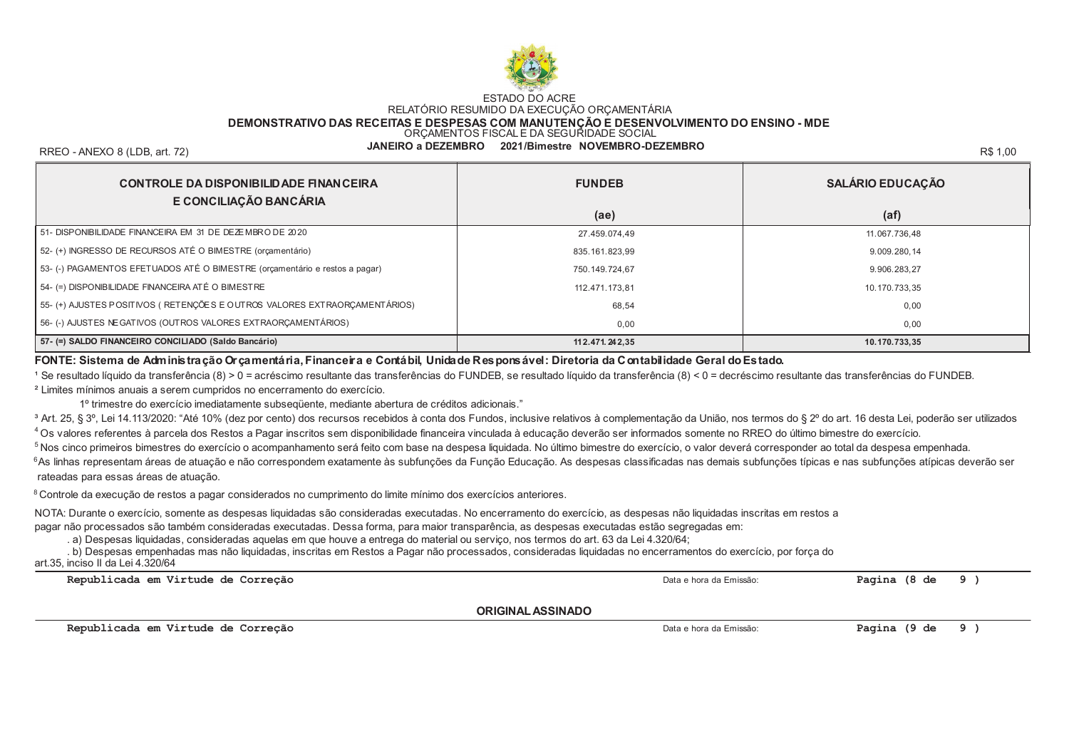ESTADO DO ACRE

RELATÓRIO RESUMIDO DA EXECUÇÃO ORÇAMENTÁRIA

**DEMONSTRATIVO DAS RECEITAS E DESPESAS COM MANUTENÇÃO E DESENVOLVIMENTO DO ENSINO - MDE**

ORÇAMENTOS FISCAL E DA SEGURIDADE SOCIAL

**JANEIRO a DEZEMBRO 2021/Bimestre NOVEMBRO-DEZEMBRO**

RREO - ANEXO 8 (LDB, art. 72) R$ 1,00

| CONTROLE DA DISPONIBILIDADE FINANCEIRA E CONCILIAÇÃO BANCÁRIA | FUNDEB (ae) | SALÁRIO EDUCAÇÃO (af) |
|---|---|---|
| 51- DISPONIBILIDADE FINANCEIRA EM 31 DE DEZEMBRO DE 2020 | 27.459.074,49 | 11.067.736,48 |
| 52- (+) INGRESSO DE RECURSOS ATÉ O BIMESTRE (orçamentário) | 835.161.823,99 | 9.009.280,14 |
| 53- (-) PAGAMENTOS EFETUADOS ATÉ O BIMESTRE (orçamentário e restos a pagar) | 750.149.724,67 | 9.906.283,27 |
| 54- (=) DISPONIBILIDADE FINANCEIRA ATÉ O BIMESTRE | 112.471.173,81 | 10.170.733,35 |
| 55- (+) AJUSTES POSITIVOS ( RETENÇÕES E OUTROS VALORES EXTRAORÇAMENTÁRIOS) | 68,54 | 0,00 |
| 56- (-) AJUSTES NEGATIVOS (OUTROS VALORES EXTRAORÇAMENTÁRIOS) | 0,00 | 0,00 |
| **57- (=) SALDO FINANCEIRO CONCILIADO (Saldo Bancário)** | **112.471.242,35** | **10.170.733,35** |

**FONTE: Sistema de Administração Orçamentária, Financeira e Contábil, Unidade Responsável: Diretoria da Contabilidade Geral do Estado.**

[1] Se resultado líquido da transferência (8) > 0 = acréscimo resultante das transferências do FUNDEB, se resultado líquido da transferência (8) < 0 = decréscimo resultante das transferências do FUNDEB.

[2] Limites mínimos anuais a serem cumpridos no encerramento do exercício.

1º trimestre do exercício imediatamente subseqüente, mediante abertura de créditos adicionais."

[3] Art. 25, § 3º, Lei 14.113/2020: "Até 10% (dez por cento) dos recursos recebidos à conta dos Fundos, inclusive relativos à complementação da União, nos termos do § 2º do art. 16 desta Lei, poderão ser utilizados

[4] Os valores referentes à parcela dos Restos a Pagar inscritos sem disponibilidade financeira vinculada à educação deverão ser informados somente no RREO do último bimestre do exercício.

[5] Nos cinco primeiros bimestres do exercício o acompanhamento será feito com base na despesa liquidada. No último bimestre do exercício, o valor deverá corresponder ao total da despesa empenhada.

[6] As linhas representam áreas de atuação e não correspondem exatamente às subfunções da Função Educação. As despesas classificadas nas demais subfunções típicas e nas subfunções atípicas deverão ser rateadas para essas áreas de atuação.

[8] Controle da execução de restos a pagar considerados no cumprimento do limite mínimo dos exercícios anteriores.

NOTA: Durante o exercício, somente as despesas liquidadas são consideradas executadas. No encerramento do exercício, as despesas não liquidadas inscritas em restos a pagar não processados são também consideradas executadas. Dessa forma, para maior transparência, as despesas executadas estão segregadas em:

. a) Despesas liquidadas, consideradas aquelas em que houve a entrega do material ou serviço, nos termos do art. 63 da Lei 4.320/64;

. b) Despesas empenhadas mas não liquidadas, inscritas em Restos a Pagar não processados, consideradas liquidadas no encerramentos do exercício, por força do art.35, inciso II da Lei 4.320/64

Republicada em Virtude de Correção — Data e hora da Emissão:

**ORIGINAL ASSINADO**

Republicada em Virtude de Correção — Data e hora da Emissão: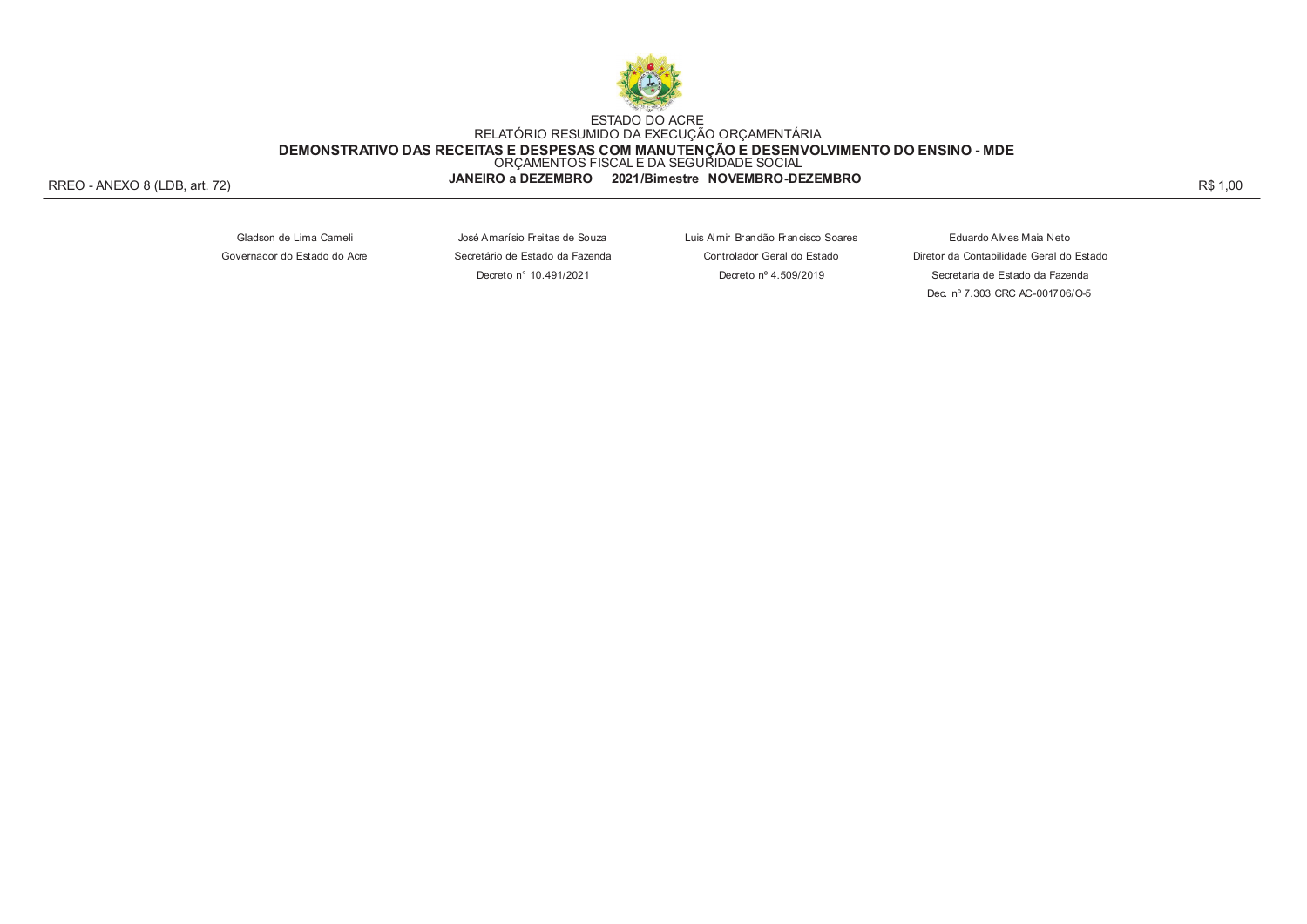ESTADO DO ACRE

RELATÓRIO RESUMIDO DA EXECUÇÃO ORÇAMENTÁRIA

**DEMONSTRATIVO DAS RECEITAS E DESPESAS COM MANUTENÇÃO E DESENVOLVIMENTO DO ENSINO - MDE**

ORÇAMENTOS FISCAL E DA SEGURIDADE SOCIAL

**JANEIRO a DEZEMBRO 2021/Bimestre NOVEMBRO-DEZEMBRO**

RREO - ANEXO 8 (LDB, art. 72) R$ 1,00

| | | | |
|---|---|---|---|
| Gladson de Lima Cameli | José Amarísio Freitas de Souza | Luis Almir Brandão Francisco Soares | Eduardo Alves Maia Neto |
| Governador do Estado do Acre | Secretário de Estado da Fazenda | Controlador Geral do Estado | Diretor da Contabilidade Geral do Estado |
| | Decreto n° 10.491/2021 | Decreto nº 4.509/2019 | Secretaria de Estado da Fazenda |
| | | | Dec. nº 7.303 CRC AC-001706/O-5 |